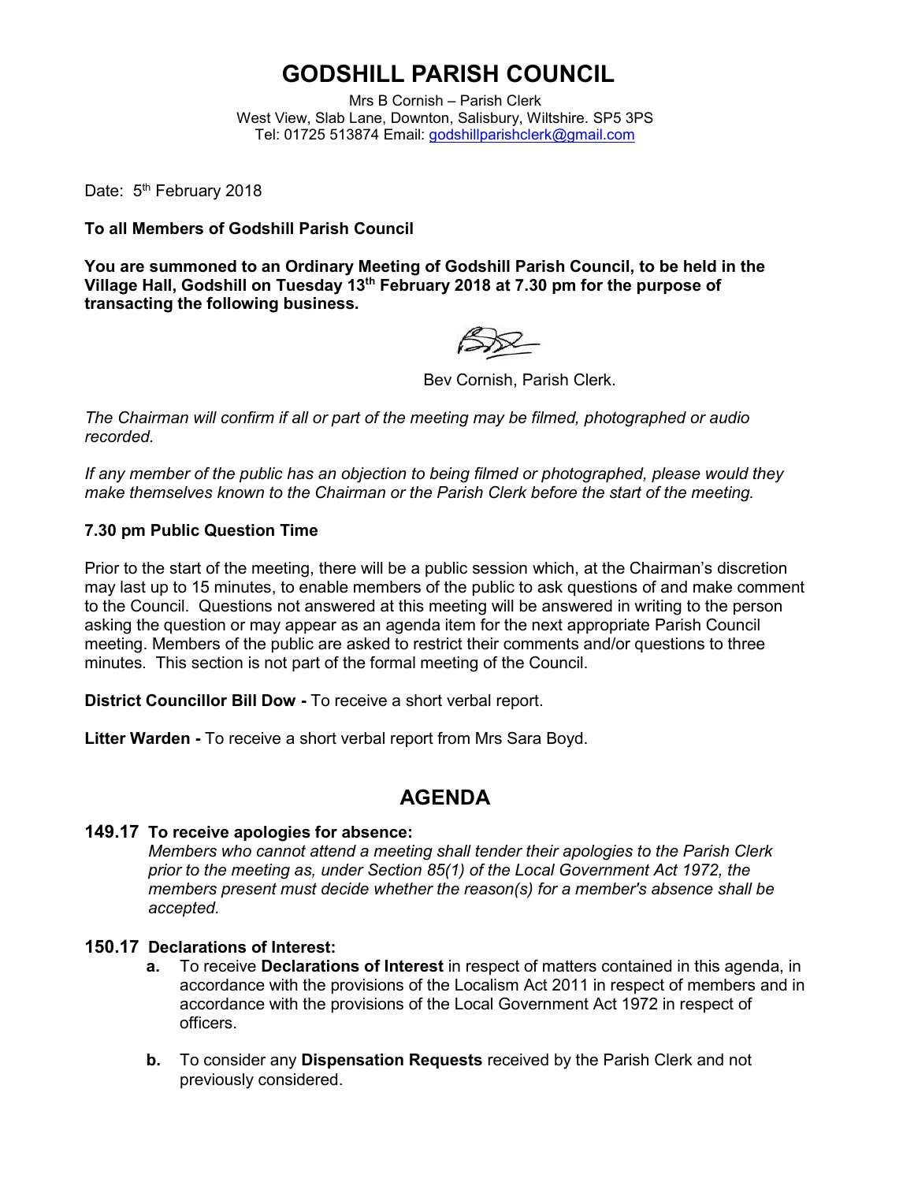# GODSHILL PARISH COUNCIL

Mrs B Cornish – Parish Clerk
West View, Slab Lane, Downton, Salisbury, Wiltshire. SP5 3PS
Tel: 01725 513874 Email: godshillparishclerk@gmail.com

Date: 5th February 2018

**To all Members of Godshill Parish Council**

**You are summoned to an Ordinary Meeting of Godshill Parish Council, to be held in the Village Hall, Godshill on Tuesday 13th February 2018 at 7.30 pm for the purpose of transacting the following business.**

Bev Cornish, Parish Clerk.

*The Chairman will confirm if all or part of the meeting may be filmed, photographed or audio recorded.*

*If any member of the public has an objection to being filmed or photographed, please would they make themselves known to the Chairman or the Parish Clerk before the start of the meeting.*

**7.30 pm Public Question Time**

Prior to the start of the meeting, there will be a public session which, at the Chairman's discretion may last up to 15 minutes, to enable members of the public to ask questions of and make comment to the Council. Questions not answered at this meeting will be answered in writing to the person asking the question or may appear as an agenda item for the next appropriate Parish Council meeting. Members of the public are asked to restrict their comments and/or questions to three minutes. This section is not part of the formal meeting of the Council.

**District Councillor Bill Dow -** To receive a short verbal report.

**Litter Warden -** To receive a short verbal report from Mrs Sara Boyd.

## AGENDA

**149.17 To receive apologies for absence:**

*Members who cannot attend a meeting shall tender their apologies to the Parish Clerk prior to the meeting as, under Section 85(1) of the Local Government Act 1972, the members present must decide whether the reason(s) for a member's absence shall be accepted.*

**150.17 Declarations of Interest:**

- **a.** To receive **Declarations of Interest** in respect of matters contained in this agenda, in accordance with the provisions of the Localism Act 2011 in respect of members and in accordance with the provisions of the Local Government Act 1972 in respect of officers.
- **b.** To consider any **Dispensation Requests** received by the Parish Clerk and not previously considered.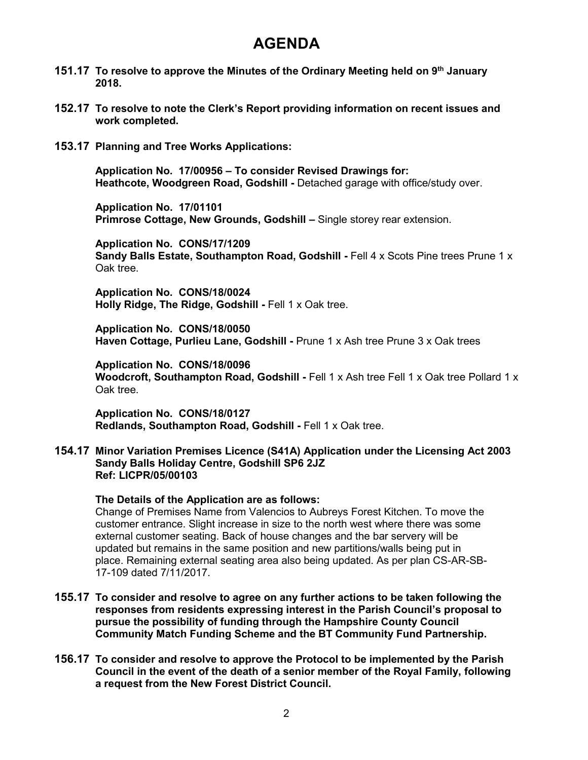# AGENDA

**151.17 To resolve to approve the Minutes of the Ordinary Meeting held on 9th January 2018.**

**152.17 To resolve to note the Clerk's Report providing information on recent issues and work completed.**

**153.17 Planning and Tree Works Applications:**

**Application No. 17/00956 – To consider Revised Drawings for:**
**Heathcote, Woodgreen Road, Godshill -** Detached garage with office/study over.

**Application No. 17/01101**
**Primrose Cottage, New Grounds, Godshill –** Single storey rear extension.

**Application No. CONS/17/1209**
**Sandy Balls Estate, Southampton Road, Godshill -** Fell 4 x Scots Pine trees Prune 1 x Oak tree.

**Application No. CONS/18/0024**
**Holly Ridge, The Ridge, Godshill -** Fell 1 x Oak tree.

**Application No. CONS/18/0050**
**Haven Cottage, Purlieu Lane, Godshill -** Prune 1 x Ash tree Prune 3 x Oak trees

**Application No. CONS/18/0096**
**Woodcroft, Southampton Road, Godshill -** Fell 1 x Ash tree Fell 1 x Oak tree Pollard 1 x Oak tree.

**Application No. CONS/18/0127**
**Redlands, Southampton Road, Godshill -** Fell 1 x Oak tree.

**154.17 Minor Variation Premises Licence (S41A) Application under the Licensing Act 2003 Sandy Balls Holiday Centre, Godshill SP6 2JZ Ref: LICPR/05/00103**

**The Details of the Application are as follows:**
Change of Premises Name from Valencios to Aubreys Forest Kitchen. To move the customer entrance. Slight increase in size to the north west where there was some external customer seating. Back of house changes and the bar servery will be updated but remains in the same position and new partitions/walls being put in place. Remaining external seating area also being updated. As per plan CS-AR-SB-17-109 dated 7/11/2017.

**155.17 To consider and resolve to agree on any further actions to be taken following the responses from residents expressing interest in the Parish Council's proposal to pursue the possibility of funding through the Hampshire County Council Community Match Funding Scheme and the BT Community Fund Partnership.**

**156.17 To consider and resolve to approve the Protocol to be implemented by the Parish Council in the event of the death of a senior member of the Royal Family, following a request from the New Forest District Council.**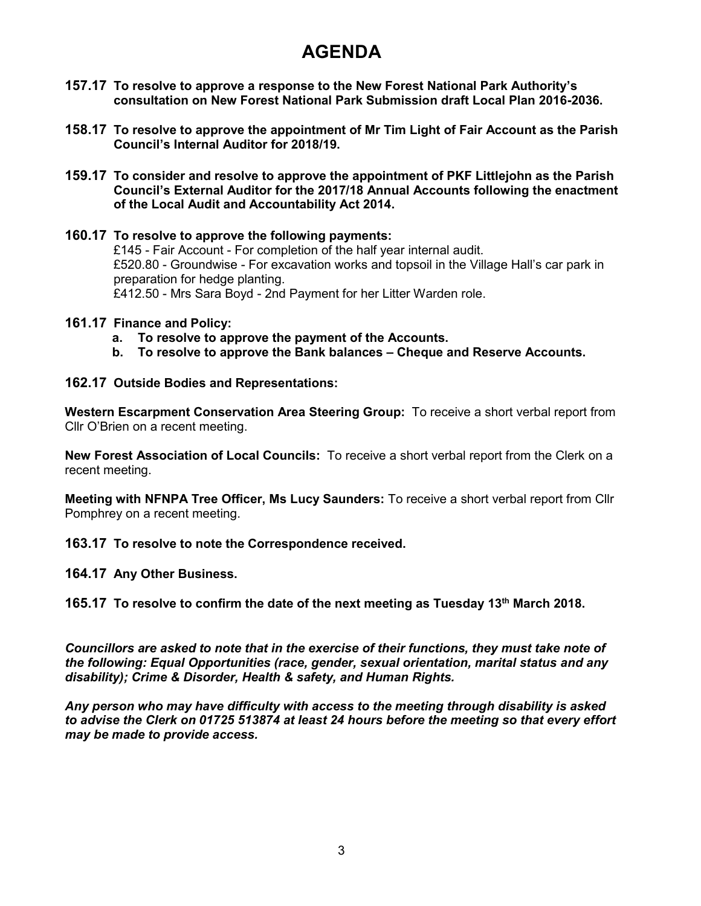# AGENDA

**157.17 To resolve to approve a response to the New Forest National Park Authority's consultation on New Forest National Park Submission draft Local Plan 2016-2036.**

**158.17 To resolve to approve the appointment of Mr Tim Light of Fair Account as the Parish Council's Internal Auditor for 2018/19.**

**159.17 To consider and resolve to approve the appointment of PKF Littlejohn as the Parish Council's External Auditor for the 2017/18 Annual Accounts following the enactment of the Local Audit and Accountability Act 2014.**

**160.17 To resolve to approve the following payments:**

£145 - Fair Account - For completion of the half year internal audit.
£520.80 - Groundwise - For excavation works and topsoil in the Village Hall's car park in preparation for hedge planting.
£412.50 - Mrs Sara Boyd - 2nd Payment for her Litter Warden role.

**161.17 Finance and Policy:**

- **a. To resolve to approve the payment of the Accounts.**
- **b. To resolve to approve the Bank balances – Cheque and Reserve Accounts.**

**162.17 Outside Bodies and Representations:**

**Western Escarpment Conservation Area Steering Group:** To receive a short verbal report from Cllr O'Brien on a recent meeting.

**New Forest Association of Local Councils:** To receive a short verbal report from the Clerk on a recent meeting.

**Meeting with NFNPA Tree Officer, Ms Lucy Saunders:** To receive a short verbal report from Cllr Pomphrey on a recent meeting.

**163.17 To resolve to note the Correspondence received.**

**164.17 Any Other Business.**

**165.17 To resolve to confirm the date of the next meeting as Tuesday 13th March 2018.**

***Councillors are asked to note that in the exercise of their functions, they must take note of the following: Equal Opportunities (race, gender, sexual orientation, marital status and any disability); Crime & Disorder, Health & safety, and Human Rights.***

***Any person who may have difficulty with access to the meeting through disability is asked to advise the Clerk on 01725 513874 at least 24 hours before the meeting so that every effort may be made to provide access.***